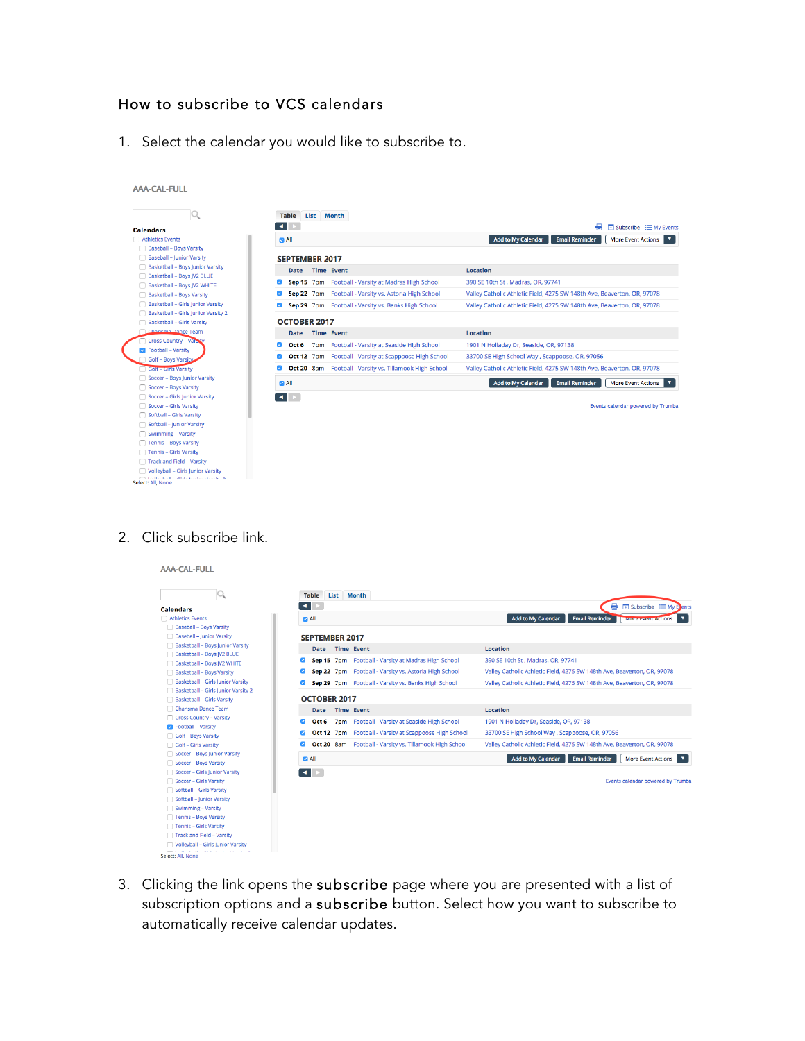# How to subscribe to VCS calendars

1. Select the calendar you would like to subscribe to.

2. Click subscribe link.

3. Clicking the link opens the **subscribe** page where you are presented with a list of subscription options and a **subscribe** button. Select how you want to subscribe to automatically receive calendar updates.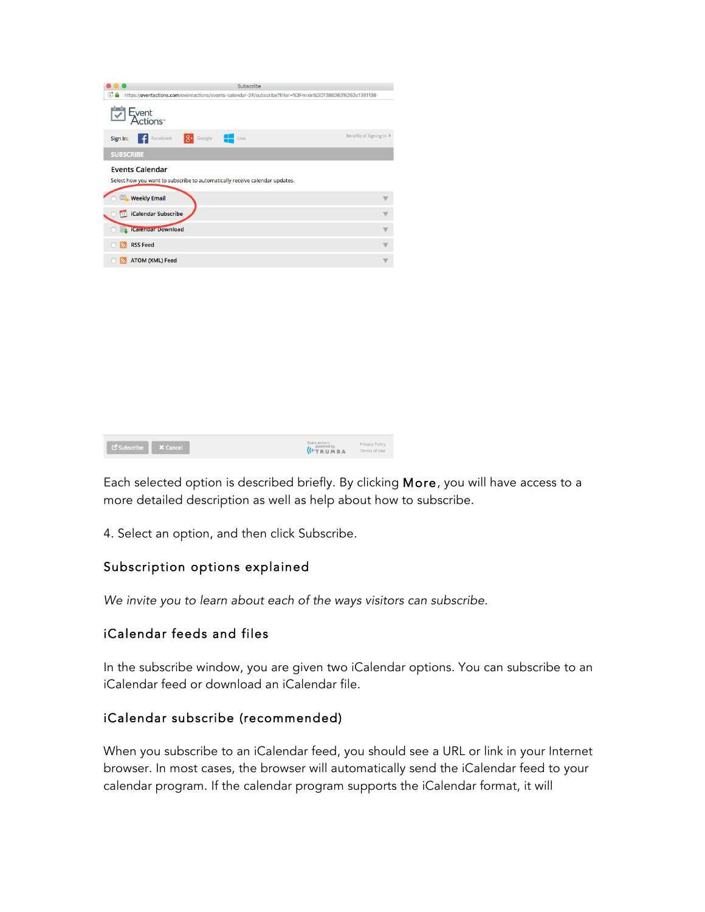Each selected option is described briefly. By clicking **More**, you will have access to a more detailed description as well as help about how to subscribe.

4. Select an option, and then click Subscribe.

## Subscription options explained

*We invite you to learn about each of the ways visitors can subscribe.*

### iCalendar feeds and files

In the subscribe window, you are given two iCalendar options. You can subscribe to an iCalendar feed or download an iCalendar file.

### iCalendar subscribe (recommended)

When you subscribe to an iCalendar feed, you should see a URL or link in your Internet browser. In most cases, the browser will automatically send the iCalendar feed to your calendar program. If the calendar program supports the iCalendar format, it will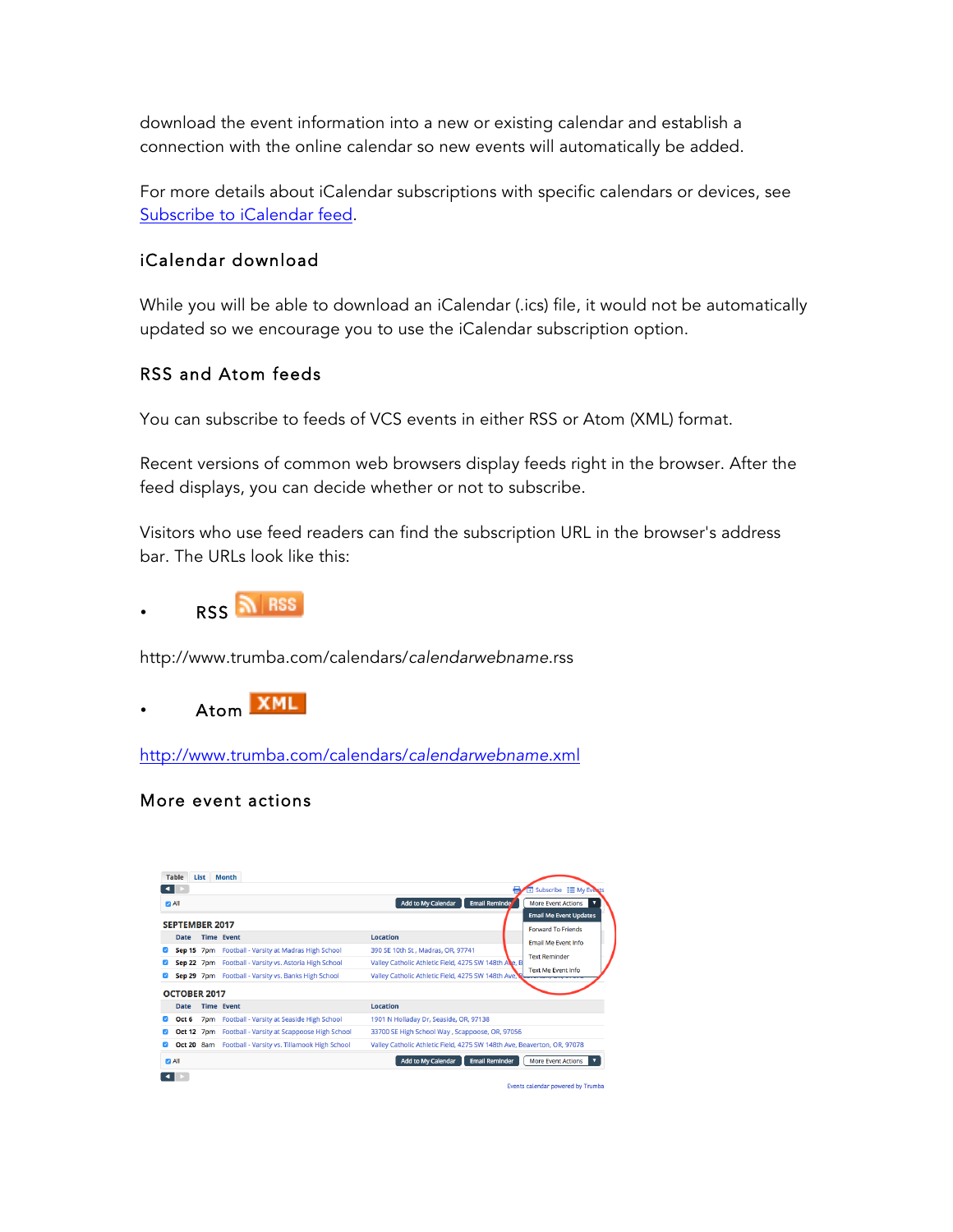download the event information into a new or existing calendar and establish a connection with the online calendar so new events will automatically be added.

For more details about iCalendar subscriptions with specific calendars or devices, see [Subscribe to iCalendar feed](Subscribe to iCalendar feed).

### iCalendar download

While you will be able to download an iCalendar (.ics) file, it would not be automatically updated so we encourage you to use the iCalendar subscription option.

### RSS and Atom feeds

You can subscribe to feeds of VCS events in either RSS or Atom (XML) format.

Recent versions of common web browsers display feeds right in the browser. After the feed displays, you can decide whether or not to subscribe.

Visitors who use feed readers can find the subscription URL in the browser's address bar. The URLs look like this:

- RSS

http://www.trumba.com/calendars/*calendarwebname*.rss

- Atom

http://www.trumba.com/calendars/*calendarwebname*.xml

### More event actions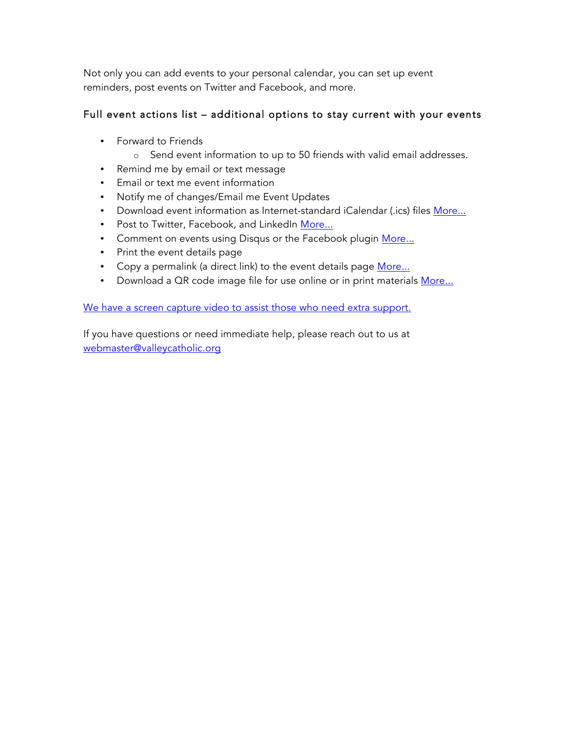Not only you can add events to your personal calendar, you can set up event reminders, post events on Twitter and Facebook, and more.

## Full event actions list – additional options to stay current with your events

- Forward to Friends
  - Send event information to up to 50 friends with valid email addresses.
- Remind me by email or text message
- Email or text me event information
- Notify me of changes/Email me Event Updates
- Download event information as Internet-standard iCalendar (.ics) files More...
- Post to Twitter, Facebook, and LinkedIn More...
- Comment on events using Disqus or the Facebook plugin More...
- Print the event details page
- Copy a permalink (a direct link) to the event details page More...
- Download a QR code image file for use online or in print materials More...

We have a screen capture video to assist those who need extra support.

If you have questions or need immediate help, please reach out to us at webmaster@valleycatholic.org